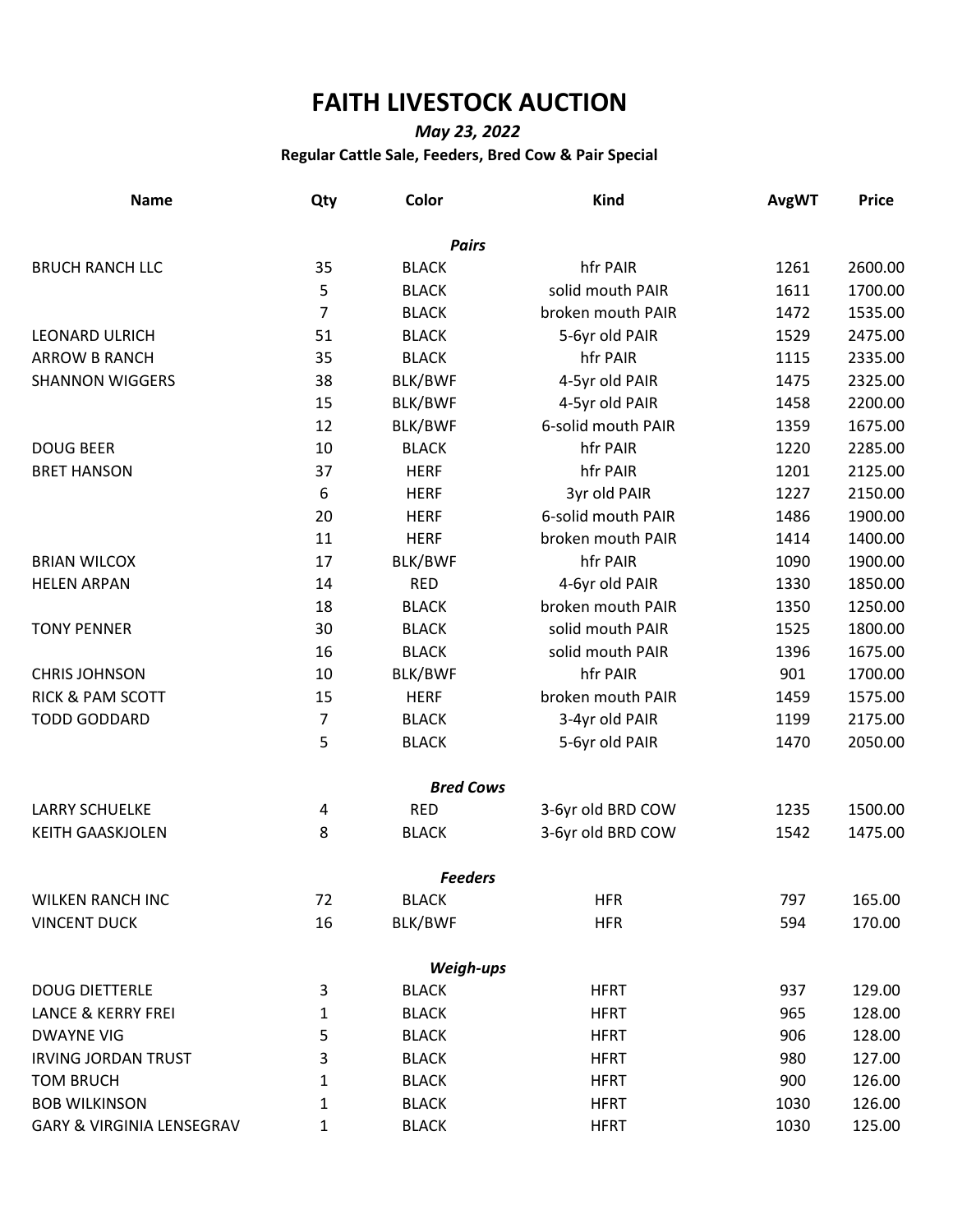# FAITH LIVESTOCK AUCTION

*May 23, 2022*

**Regular Cattle Sale, Feeders, Bred Cow & Pair Special**

| Name | Qty | Color | Kind | AvgWT | Price |
|---|---|---|---|---|---|
| | | ***Pairs*** | | | |
| BRUCH RANCH LLC | 35 | BLACK | hfr PAIR | 1261 | 2600.00 |
| | 5 | BLACK | solid mouth PAIR | 1611 | 1700.00 |
| | 7 | BLACK | broken mouth PAIR | 1472 | 1535.00 |
| LEONARD ULRICH | 51 | BLACK | 5-6yr old PAIR | 1529 | 2475.00 |
| ARROW B RANCH | 35 | BLACK | hfr PAIR | 1115 | 2335.00 |
| SHANNON WIGGERS | 38 | BLK/BWF | 4-5yr old PAIR | 1475 | 2325.00 |
| | 15 | BLK/BWF | 4-5yr old PAIR | 1458 | 2200.00 |
| | 12 | BLK/BWF | 6-solid mouth PAIR | 1359 | 1675.00 |
| DOUG BEER | 10 | BLACK | hfr PAIR | 1220 | 2285.00 |
| BRET HANSON | 37 | HERF | hfr PAIR | 1201 | 2125.00 |
| | 6 | HERF | 3yr old PAIR | 1227 | 2150.00 |
| | 20 | HERF | 6-solid mouth PAIR | 1486 | 1900.00 |
| | 11 | HERF | broken mouth PAIR | 1414 | 1400.00 |
| BRIAN WILCOX | 17 | BLK/BWF | hfr PAIR | 1090 | 1900.00 |
| HELEN ARPAN | 14 | RED | 4-6yr old PAIR | 1330 | 1850.00 |
| | 18 | BLACK | broken mouth PAIR | 1350 | 1250.00 |
| TONY PENNER | 30 | BLACK | solid mouth PAIR | 1525 | 1800.00 |
| | 16 | BLACK | solid mouth PAIR | 1396 | 1675.00 |
| CHRIS JOHNSON | 10 | BLK/BWF | hfr PAIR | 901 | 1700.00 |
| RICK & PAM SCOTT | 15 | HERF | broken mouth PAIR | 1459 | 1575.00 |
| TODD GODDARD | 7 | BLACK | 3-4yr old PAIR | 1199 | 2175.00 |
| | 5 | BLACK | 5-6yr old PAIR | 1470 | 2050.00 |
| | | ***Bred Cows*** | | | |
| LARRY SCHUELKE | 4 | RED | 3-6yr old BRD COW | 1235 | 1500.00 |
| KEITH GAASKJOLEN | 8 | BLACK | 3-6yr old BRD COW | 1542 | 1475.00 |
| | | ***Feeders*** | | | |
| WILKEN RANCH INC | 72 | BLACK | HFR | 797 | 165.00 |
| VINCENT DUCK | 16 | BLK/BWF | HFR | 594 | 170.00 |
| | | ***Weigh-ups*** | | | |
| DOUG DIETTERLE | 3 | BLACK | HFRT | 937 | 129.00 |
| LANCE & KERRY FREI | 1 | BLACK | HFRT | 965 | 128.00 |
| DWAYNE VIG | 5 | BLACK | HFRT | 906 | 128.00 |
| IRVING JORDAN TRUST | 3 | BLACK | HFRT | 980 | 127.00 |
| TOM BRUCH | 1 | BLACK | HFRT | 900 | 126.00 |
| BOB WILKINSON | 1 | BLACK | HFRT | 1030 | 126.00 |
| GARY & VIRGINIA LENSEGRAV | 1 | BLACK | HFRT | 1030 | 125.00 |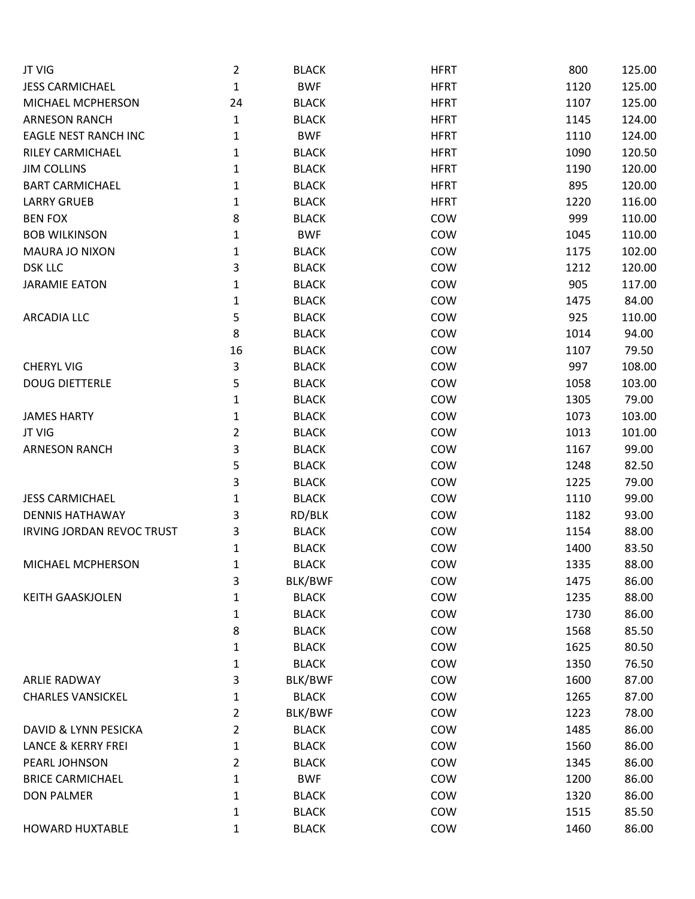| | | | | | |
|---|---|---|---|---|---|
| JT VIG | 2 | BLACK | HFRT | 800 | 125.00 |
| JESS CARMICHAEL | 1 | BWF | HFRT | 1120 | 125.00 |
| MICHAEL MCPHERSON | 24 | BLACK | HFRT | 1107 | 125.00 |
| ARNESON RANCH | 1 | BLACK | HFRT | 1145 | 124.00 |
| EAGLE NEST RANCH INC | 1 | BWF | HFRT | 1110 | 124.00 |
| RILEY CARMICHAEL | 1 | BLACK | HFRT | 1090 | 120.50 |
| JIM COLLINS | 1 | BLACK | HFRT | 1190 | 120.00 |
| BART CARMICHAEL | 1 | BLACK | HFRT | 895 | 120.00 |
| LARRY GRUEB | 1 | BLACK | HFRT | 1220 | 116.00 |
| BEN FOX | 8 | BLACK | COW | 999 | 110.00 |
| BOB WILKINSON | 1 | BWF | COW | 1045 | 110.00 |
| MAURA JO NIXON | 1 | BLACK | COW | 1175 | 102.00 |
| DSK LLC | 3 | BLACK | COW | 1212 | 120.00 |
| JARAMIE EATON | 1 | BLACK | COW | 905 | 117.00 |
| | 1 | BLACK | COW | 1475 | 84.00 |
| ARCADIA LLC | 5 | BLACK | COW | 925 | 110.00 |
| | 8 | BLACK | COW | 1014 | 94.00 |
| | 16 | BLACK | COW | 1107 | 79.50 |
| CHERYL VIG | 3 | BLACK | COW | 997 | 108.00 |
| DOUG DIETTERLE | 5 | BLACK | COW | 1058 | 103.00 |
| | 1 | BLACK | COW | 1305 | 79.00 |
| JAMES HARTY | 1 | BLACK | COW | 1073 | 103.00 |
| JT VIG | 2 | BLACK | COW | 1013 | 101.00 |
| ARNESON RANCH | 3 | BLACK | COW | 1167 | 99.00 |
| | 5 | BLACK | COW | 1248 | 82.50 |
| | 3 | BLACK | COW | 1225 | 79.00 |
| JESS CARMICHAEL | 1 | BLACK | COW | 1110 | 99.00 |
| DENNIS HATHAWAY | 3 | RD/BLK | COW | 1182 | 93.00 |
| IRVING JORDAN REVOC TRUST | 3 | BLACK | COW | 1154 | 88.00 |
| | 1 | BLACK | COW | 1400 | 83.50 |
| MICHAEL MCPHERSON | 1 | BLACK | COW | 1335 | 88.00 |
| | 3 | BLK/BWF | COW | 1475 | 86.00 |
| KEITH GAASKJOLEN | 1 | BLACK | COW | 1235 | 88.00 |
| | 1 | BLACK | COW | 1730 | 86.00 |
| | 8 | BLACK | COW | 1568 | 85.50 |
| | 1 | BLACK | COW | 1625 | 80.50 |
| | 1 | BLACK | COW | 1350 | 76.50 |
| ARLIE RADWAY | 3 | BLK/BWF | COW | 1600 | 87.00 |
| CHARLES VANSICKEL | 1 | BLACK | COW | 1265 | 87.00 |
| | 2 | BLK/BWF | COW | 1223 | 78.00 |
| DAVID & LYNN PESICKA | 2 | BLACK | COW | 1485 | 86.00 |
| LANCE & KERRY FREI | 1 | BLACK | COW | 1560 | 86.00 |
| PEARL JOHNSON | 2 | BLACK | COW | 1345 | 86.00 |
| BRICE CARMICHAEL | 1 | BWF | COW | 1200 | 86.00 |
| DON PALMER | 1 | BLACK | COW | 1320 | 86.00 |
| | 1 | BLACK | COW | 1515 | 85.50 |
| HOWARD HUXTABLE | 1 | BLACK | COW | 1460 | 86.00 |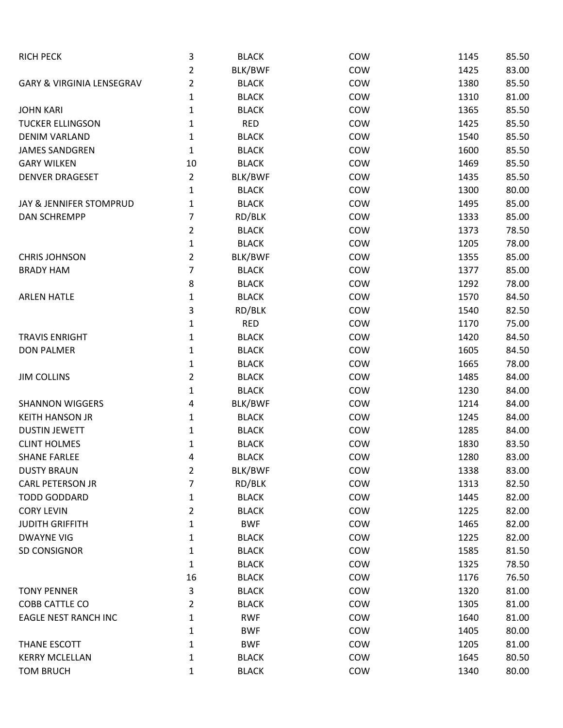| | | | | | |
|---|---|---|---|---|---|
| RICH PECK | 3 | BLACK | COW | 1145 | 85.50 |
| | 2 | BLK/BWF | COW | 1425 | 83.00 |
| GARY & VIRGINIA LENSEGRAV | 2 | BLACK | COW | 1380 | 85.50 |
| | 1 | BLACK | COW | 1310 | 81.00 |
| JOHN KARI | 1 | BLACK | COW | 1365 | 85.50 |
| TUCKER ELLINGSON | 1 | RED | COW | 1425 | 85.50 |
| DENIM VARLAND | 1 | BLACK | COW | 1540 | 85.50 |
| JAMES SANDGREN | 1 | BLACK | COW | 1600 | 85.50 |
| GARY WILKEN | 10 | BLACK | COW | 1469 | 85.50 |
| DENVER DRAGESET | 2 | BLK/BWF | COW | 1435 | 85.50 |
| | 1 | BLACK | COW | 1300 | 80.00 |
| JAY & JENNIFER STOMPRUD | 1 | BLACK | COW | 1495 | 85.00 |
| DAN SCHREMPP | 7 | RD/BLK | COW | 1333 | 85.00 |
| | 2 | BLACK | COW | 1373 | 78.50 |
| | 1 | BLACK | COW | 1205 | 78.00 |
| CHRIS JOHNSON | 2 | BLK/BWF | COW | 1355 | 85.00 |
| BRADY HAM | 7 | BLACK | COW | 1377 | 85.00 |
| | 8 | BLACK | COW | 1292 | 78.00 |
| ARLEN HATLE | 1 | BLACK | COW | 1570 | 84.50 |
| | 3 | RD/BLK | COW | 1540 | 82.50 |
| | 1 | RED | COW | 1170 | 75.00 |
| TRAVIS ENRIGHT | 1 | BLACK | COW | 1420 | 84.50 |
| DON PALMER | 1 | BLACK | COW | 1605 | 84.50 |
| | 1 | BLACK | COW | 1665 | 78.00 |
| JIM COLLINS | 2 | BLACK | COW | 1485 | 84.00 |
| | 1 | BLACK | COW | 1230 | 84.00 |
| SHANNON WIGGERS | 4 | BLK/BWF | COW | 1214 | 84.00 |
| KEITH HANSON JR | 1 | BLACK | COW | 1245 | 84.00 |
| DUSTIN JEWETT | 1 | BLACK | COW | 1285 | 84.00 |
| CLINT HOLMES | 1 | BLACK | COW | 1830 | 83.50 |
| SHANE FARLEE | 4 | BLACK | COW | 1280 | 83.00 |
| DUSTY BRAUN | 2 | BLK/BWF | COW | 1338 | 83.00 |
| CARL PETERSON JR | 7 | RD/BLK | COW | 1313 | 82.50 |
| TODD GODDARD | 1 | BLACK | COW | 1445 | 82.00 |
| CORY LEVIN | 2 | BLACK | COW | 1225 | 82.00 |
| JUDITH GRIFFITH | 1 | BWF | COW | 1465 | 82.00 |
| DWAYNE VIG | 1 | BLACK | COW | 1225 | 82.00 |
| SD CONSIGNOR | 1 | BLACK | COW | 1585 | 81.50 |
| | 1 | BLACK | COW | 1325 | 78.50 |
| | 16 | BLACK | COW | 1176 | 76.50 |
| TONY PENNER | 3 | BLACK | COW | 1320 | 81.00 |
| COBB CATTLE CO | 2 | BLACK | COW | 1305 | 81.00 |
| EAGLE NEST RANCH INC | 1 | RWF | COW | 1640 | 81.00 |
| | 1 | BWF | COW | 1405 | 80.00 |
| THANE ESCOTT | 1 | BWF | COW | 1205 | 81.00 |
| KERRY MCLELLAN | 1 | BLACK | COW | 1645 | 80.50 |
| TOM BRUCH | 1 | BLACK | COW | 1340 | 80.00 |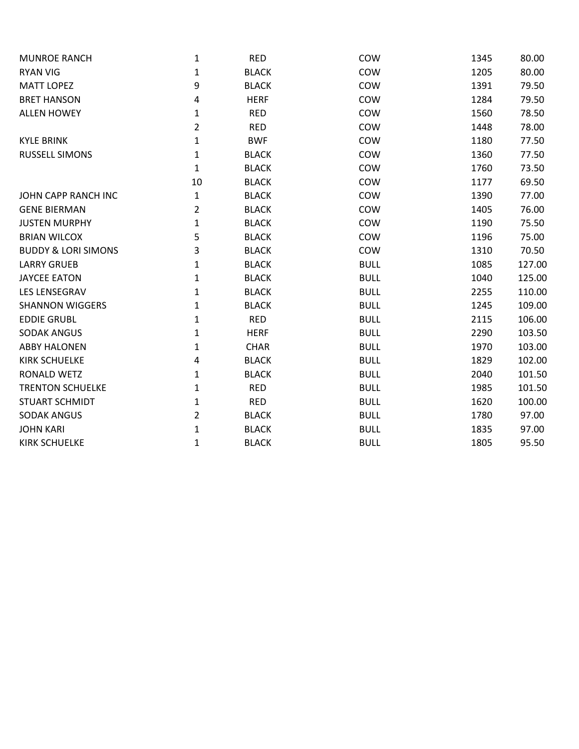| | | | | | |
|---|---|---|---|---|---|
| MUNROE RANCH | 1 | RED | COW | 1345 | 80.00 |
| RYAN VIG | 1 | BLACK | COW | 1205 | 80.00 |
| MATT LOPEZ | 9 | BLACK | COW | 1391 | 79.50 |
| BRET HANSON | 4 | HERF | COW | 1284 | 79.50 |
| ALLEN HOWEY | 1 | RED | COW | 1560 | 78.50 |
| | 2 | RED | COW | 1448 | 78.00 |
| KYLE BRINK | 1 | BWF | COW | 1180 | 77.50 |
| RUSSELL SIMONS | 1 | BLACK | COW | 1360 | 77.50 |
| | 1 | BLACK | COW | 1760 | 73.50 |
| | 10 | BLACK | COW | 1177 | 69.50 |
| JOHN CAPP RANCH INC | 1 | BLACK | COW | 1390 | 77.00 |
| GENE BIERMAN | 2 | BLACK | COW | 1405 | 76.00 |
| JUSTEN MURPHY | 1 | BLACK | COW | 1190 | 75.50 |
| BRIAN WILCOX | 5 | BLACK | COW | 1196 | 75.00 |
| BUDDY & LORI SIMONS | 3 | BLACK | COW | 1310 | 70.50 |
| LARRY GRUEB | 1 | BLACK | BULL | 1085 | 127.00 |
| JAYCEE EATON | 1 | BLACK | BULL | 1040 | 125.00 |
| LES LENSEGRAV | 1 | BLACK | BULL | 2255 | 110.00 |
| SHANNON WIGGERS | 1 | BLACK | BULL | 1245 | 109.00 |
| EDDIE GRUBL | 1 | RED | BULL | 2115 | 106.00 |
| SODAK ANGUS | 1 | HERF | BULL | 2290 | 103.50 |
| ABBY HALONEN | 1 | CHAR | BULL | 1970 | 103.00 |
| KIRK SCHUELKE | 4 | BLACK | BULL | 1829 | 102.00 |
| RONALD WETZ | 1 | BLACK | BULL | 2040 | 101.50 |
| TRENTON SCHUELKE | 1 | RED | BULL | 1985 | 101.50 |
| STUART SCHMIDT | 1 | RED | BULL | 1620 | 100.00 |
| SODAK ANGUS | 2 | BLACK | BULL | 1780 | 97.00 |
| JOHN KARI | 1 | BLACK | BULL | 1835 | 97.00 |
| KIRK SCHUELKE | 1 | BLACK | BULL | 1805 | 95.50 |